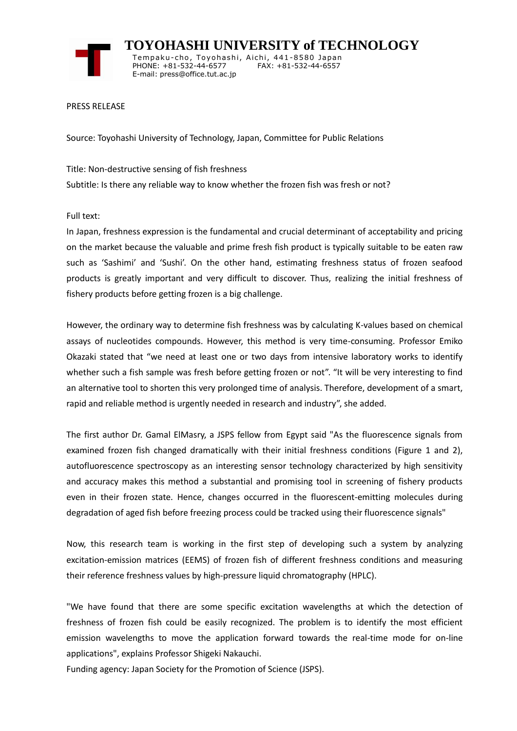# TOYOHASHI UNIVERSITY of TECHNOLOGY

Tempaku-cho, Toyohashi, Aichi, 441-8580 Japan
PHONE: +81-532-44-6577 FAX: +81-532-44-6557
E-mail: press@office.tut.ac.jp

PRESS RELEASE

Source: Toyohashi University of Technology, Japan, Committee for Public Relations

Title: Non-destructive sensing of fish freshness

Subtitle: Is there any reliable way to know whether the frozen fish was fresh or not?

Full text:

In Japan, freshness expression is the fundamental and crucial determinant of acceptability and pricing on the market because the valuable and prime fresh fish product is typically suitable to be eaten raw such as 'Sashimi' and 'Sushi'. On the other hand, estimating freshness status of frozen seafood products is greatly important and very difficult to discover. Thus, realizing the initial freshness of fishery products before getting frozen is a big challenge.

However, the ordinary way to determine fish freshness was by calculating K-values based on chemical assays of nucleotides compounds. However, this method is very time-consuming. Professor Emiko Okazaki stated that "we need at least one or two days from intensive laboratory works to identify whether such a fish sample was fresh before getting frozen or not". "It will be very interesting to find an alternative tool to shorten this very prolonged time of analysis. Therefore, development of a smart, rapid and reliable method is urgently needed in research and industry", she added.

The first author Dr. Gamal ElMasry, a JSPS fellow from Egypt said "As the fluorescence signals from examined frozen fish changed dramatically with their initial freshness conditions (Figure 1 and 2), autofluorescence spectroscopy as an interesting sensor technology characterized by high sensitivity and accuracy makes this method a substantial and promising tool in screening of fishery products even in their frozen state. Hence, changes occurred in the fluorescent-emitting molecules during degradation of aged fish before freezing process could be tracked using their fluorescence signals"

Now, this research team is working in the first step of developing such a system by analyzing excitation-emission matrices (EEMS) of frozen fish of different freshness conditions and measuring their reference freshness values by high-pressure liquid chromatography (HPLC).

"We have found that there are some specific excitation wavelengths at which the detection of freshness of frozen fish could be easily recognized. The problem is to identify the most efficient emission wavelengths to move the application forward towards the real-time mode for on-line applications", explains Professor Shigeki Nakauchi.

Funding agency: Japan Society for the Promotion of Science (JSPS).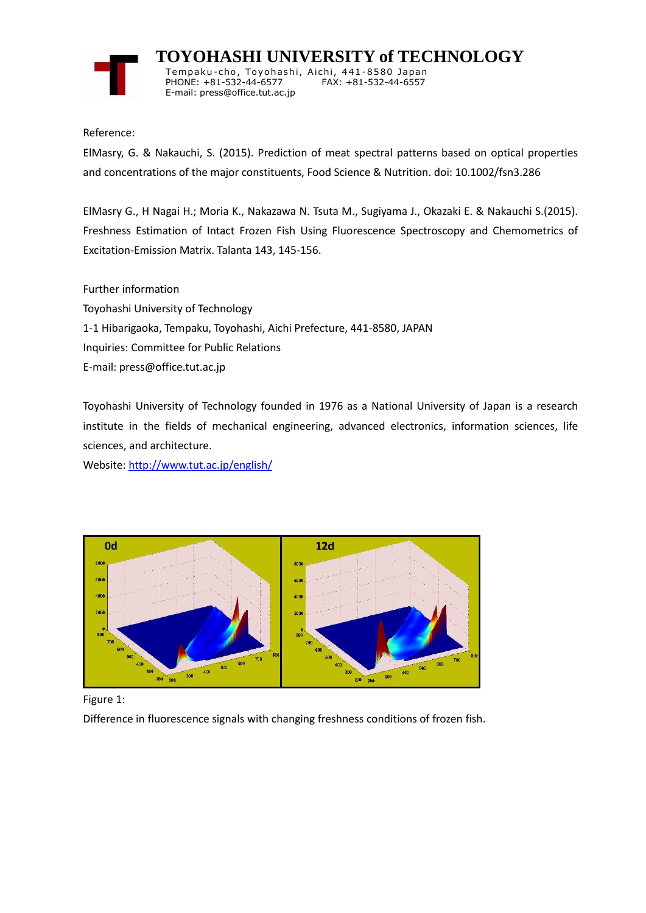Reference:

ElMasry, G. & Nakauchi, S. (2015). Prediction of meat spectral patterns based on optical properties and concentrations of the major constituents, Food Science & Nutrition. doi: 10.1002/fsn3.286

ElMasry G., H Nagai H.; Moria K., Nakazawa N. Tsuta M., Sugiyama J., Okazaki E. & Nakauchi S.(2015). Freshness Estimation of Intact Frozen Fish Using Fluorescence Spectroscopy and Chemometrics of Excitation-Emission Matrix. Talanta 143, 145-156.

Further information

Toyohashi University of Technology

1-1 Hibarigaoka, Tempaku, Toyohashi, Aichi Prefecture, 441-8580, JAPAN

Inquiries: Committee for Public Relations

E-mail: press@office.tut.ac.jp

Toyohashi University of Technology founded in 1976 as a National University of Japan is a research institute in the fields of mechanical engineering, advanced electronics, information sciences, life sciences, and architecture.

Website: http://www.tut.ac.jp/english/

Figure 1:

Difference in fluorescence signals with changing freshness conditions of frozen fish.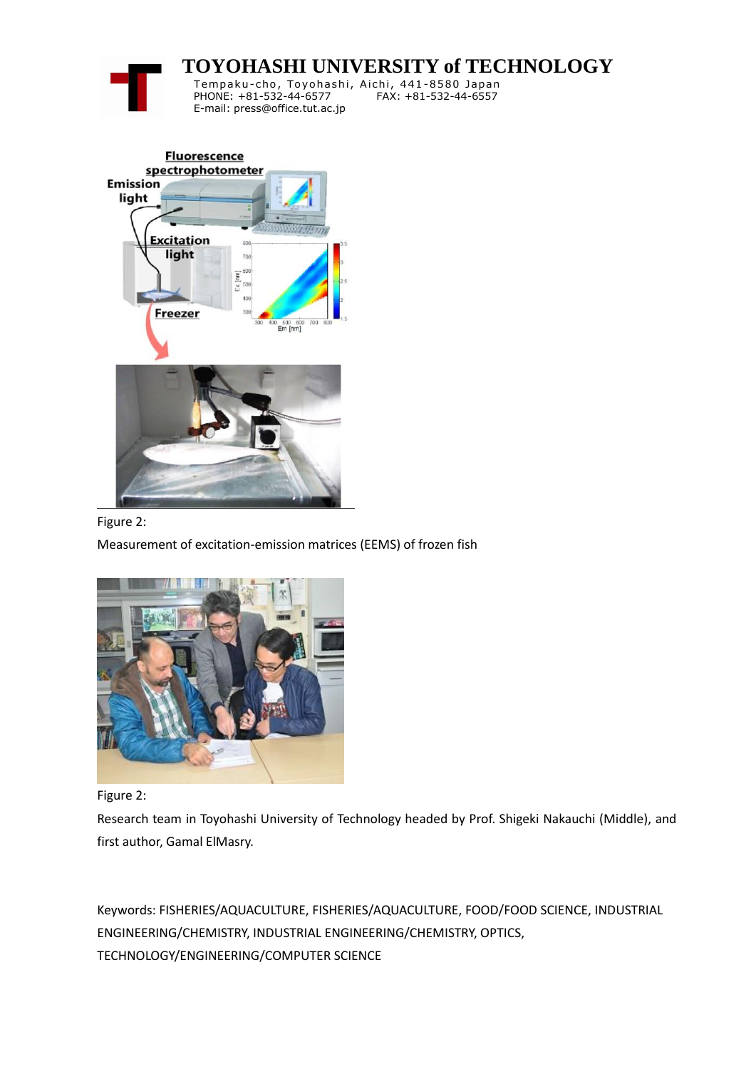Figure 2:

Measurement of excitation-emission matrices (EEMS) of frozen fish

Figure 2:

Research team in Toyohashi University of Technology headed by Prof. Shigeki Nakauchi (Middle), and first author, Gamal ElMasry.

Keywords: FISHERIES/AQUACULTURE, FISHERIES/AQUACULTURE, FOOD/FOOD SCIENCE, INDUSTRIAL ENGINEERING/CHEMISTRY, INDUSTRIAL ENGINEERING/CHEMISTRY, OPTICS, TECHNOLOGY/ENGINEERING/COMPUTER SCIENCE